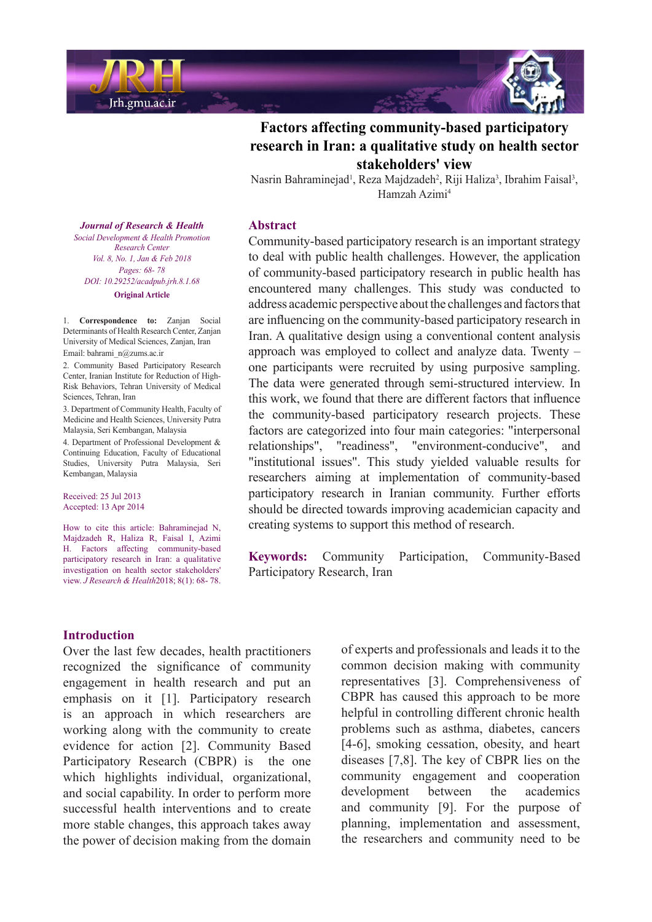# Factors affecting community-based participatory research in Iran: a qualitative study on health sector stakeholders' view

Nasrin Bahraminejad[1], Reza Majdzadeh[2], Riji Haliza[3], Ibrahim Faisal[3], Hamzah Azimi[4]

*Journal of Research & Health*
*Social Development & Health Promotion Research Center*
*Vol. 8, No. 1, Jan & Feb 2018*
*Pages: 68- 78*
*DOI: 10.29252/acadpub.jrh.8.1.68*
**Original Article**

1. **Correspondence to:** Zanjan Social Determinants of Health Research Center, Zanjan University of Medical Sciences, Zanjan, Iran
Email: bahrami_n@zums.ac.ir
2. Community Based Participatory Research Center, Iranian Institute for Reduction of High-Risk Behaviors, Tehran University of Medical Sciences, Tehran, Iran
3. Department of Community Health, Faculty of Medicine and Health Sciences, University Putra Malaysia, Seri Kembangan, Malaysia
4. Department of Professional Development & Continuing Education, Faculty of Educational Studies, University Putra Malaysia, Seri Kembangan, Malaysia

Received: 25 Jul 2013
Accepted: 13 Apr 2014

How to cite this article: Bahraminejad N, Majdzadeh R, Haliza R, Faisal I, Azimi H. Factors affecting community-based participatory research in Iran: a qualitative investigation on health sector stakeholders' view. *J Research & Health* 2018; 8(1): 68- 78.

## Abstract

Community-based participatory research is an important strategy to deal with public health challenges. However, the application of community-based participatory research in public health has encountered many challenges. This study was conducted to address academic perspective about the challenges and factors that are influencing on the community-based participatory research in Iran. A qualitative design using a conventional content analysis approach was employed to collect and analyze data. Twenty – one participants were recruited by using purposive sampling. The data were generated through semi-structured interview. In this work, we found that there are different factors that influence the community-based participatory research projects. These factors are categorized into four main categories: "interpersonal relationships", "readiness", "environment-conducive", and "institutional issues". This study yielded valuable results for researchers aiming at implementation of community-based participatory research in Iranian community. Further efforts should be directed towards improving academician capacity and creating systems to support this method of research.

**Keywords:** Community Participation, Community-Based Participatory Research, Iran

## Introduction

Over the last few decades, health practitioners recognized the significance of community engagement in health research and put an emphasis on it [1]. Participatory research is an approach in which researchers are working along with the community to create evidence for action [2]. Community Based Participatory Research (CBPR) is the one which highlights individual, organizational, and social capability. In order to perform more successful health interventions and to create more stable changes, this approach takes away the power of decision making from the domain of experts and professionals and leads it to the common decision making with community representatives [3]. Comprehensiveness of CBPR has caused this approach to be more helpful in controlling different chronic health problems such as asthma, diabetes, cancers [4-6], smoking cessation, obesity, and heart diseases [7,8]. The key of CBPR lies on the community engagement and cooperation development between the academics and community [9]. For the purpose of planning, implementation and assessment, the researchers and community need to be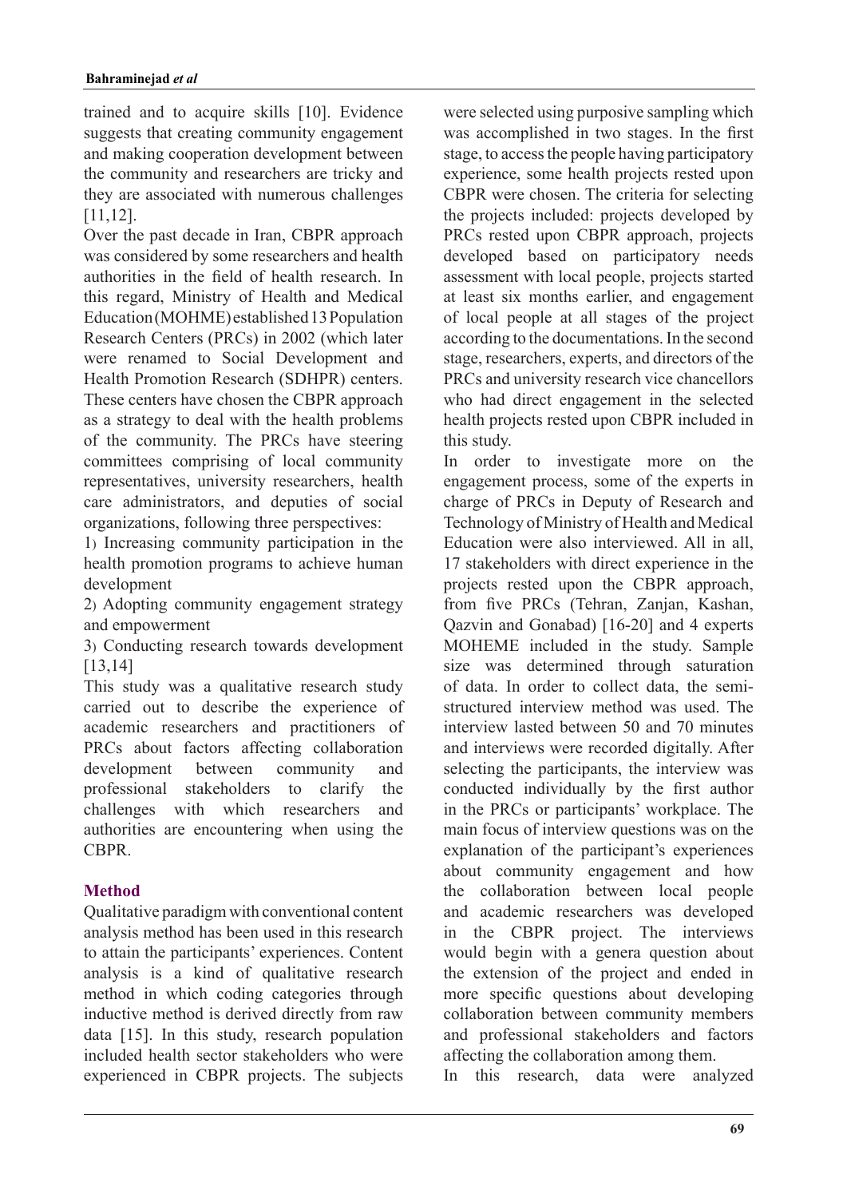trained and to acquire skills [10]. Evidence suggests that creating community engagement and making cooperation development between the community and researchers are tricky and they are associated with numerous challenges [11,12].

Over the past decade in Iran, CBPR approach was considered by some researchers and health authorities in the field of health research. In this regard, Ministry of Health and Medical Education (MOHME) established 13 Population Research Centers (PRCs) in 2002 (which later were renamed to Social Development and Health Promotion Research (SDHPR) centers. These centers have chosen the CBPR approach as a strategy to deal with the health problems of the community. The PRCs have steering committees comprising of local community representatives, university researchers, health care administrators, and deputies of social organizations, following three perspectives:

1) Increasing community participation in the health promotion programs to achieve human development

2) Adopting community engagement strategy and empowerment

3) Conducting research towards development [13,14]

This study was a qualitative research study carried out to describe the experience of academic researchers and practitioners of PRCs about factors affecting collaboration development between community and professional stakeholders to clarify the challenges with which researchers and authorities are encountering when using the CBPR.

## Method

Qualitative paradigm with conventional content analysis method has been used in this research to attain the participants' experiences. Content analysis is a kind of qualitative research method in which coding categories through inductive method is derived directly from raw data [15]. In this study, research population included health sector stakeholders who were experienced in CBPR projects. The subjects were selected using purposive sampling which was accomplished in two stages. In the first stage, to access the people having participatory experience, some health projects rested upon CBPR were chosen. The criteria for selecting the projects included: projects developed by PRCs rested upon CBPR approach, projects developed based on participatory needs assessment with local people, projects started at least six months earlier, and engagement of local people at all stages of the project according to the documentations. In the second stage, researchers, experts, and directors of the PRCs and university research vice chancellors who had direct engagement in the selected health projects rested upon CBPR included in this study.

In order to investigate more on the engagement process, some of the experts in charge of PRCs in Deputy of Research and Technology of Ministry of Health and Medical Education were also interviewed. All in all, 17 stakeholders with direct experience in the projects rested upon the CBPR approach, from five PRCs (Tehran, Zanjan, Kashan, Qazvin and Gonabad) [16-20] and 4 experts MOHEME included in the study. Sample size was determined through saturation of data. In order to collect data, the semi-structured interview method was used. The interview lasted between 50 and 70 minutes and interviews were recorded digitally. After selecting the participants, the interview was conducted individually by the first author in the PRCs or participants' workplace. The main focus of interview questions was on the explanation of the participant's experiences about community engagement and how the collaboration between local people and academic researchers was developed in the CBPR project. The interviews would begin with a genera question about the extension of the project and ended in more specific questions about developing collaboration between community members and professional stakeholders and factors affecting the collaboration among them.

In this research, data were analyzed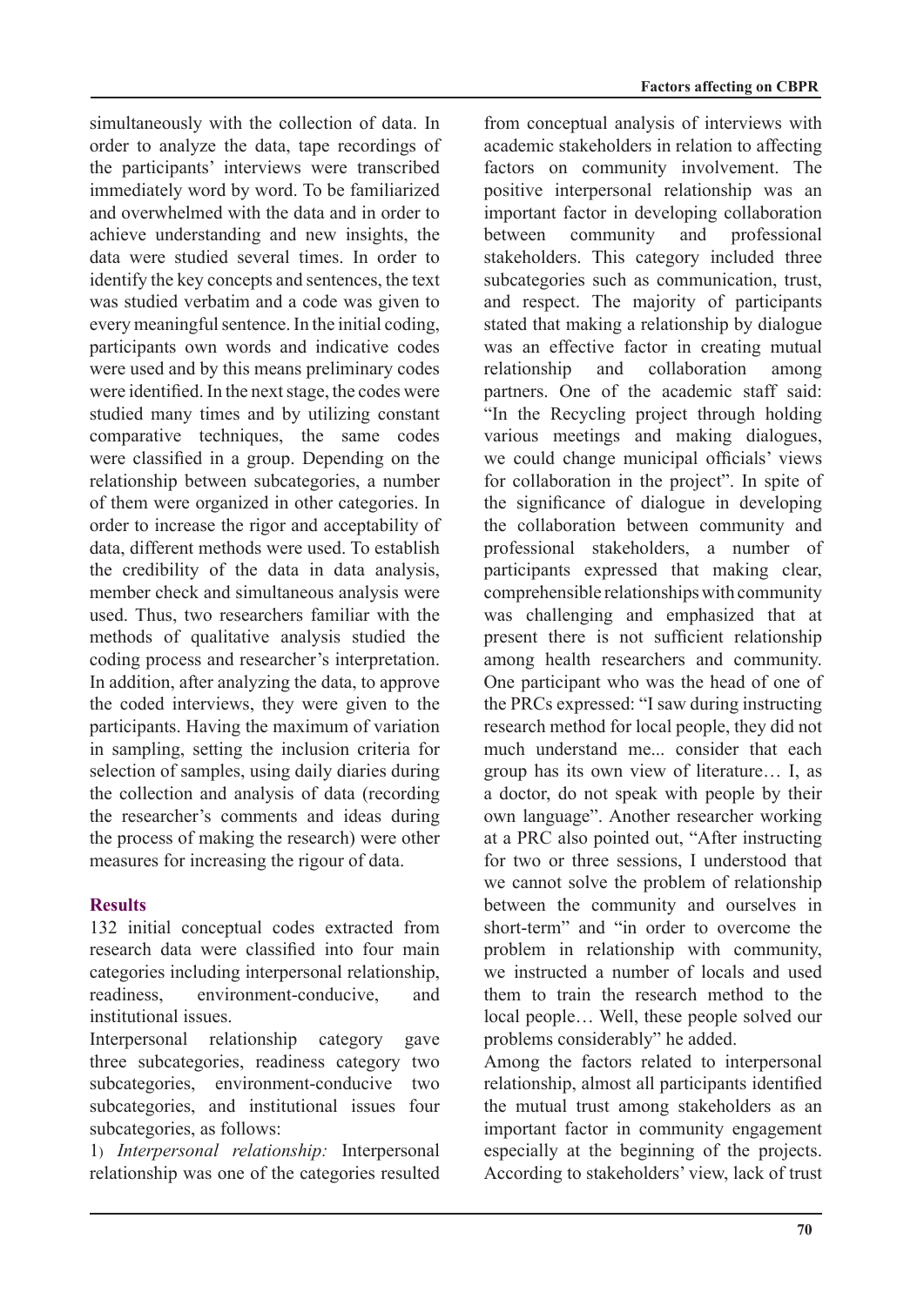simultaneously with the collection of data. In order to analyze the data, tape recordings of the participants' interviews were transcribed immediately word by word. To be familiarized and overwhelmed with the data and in order to achieve understanding and new insights, the data were studied several times. In order to identify the key concepts and sentences, the text was studied verbatim and a code was given to every meaningful sentence. In the initial coding, participants own words and indicative codes were used and by this means preliminary codes were identified. In the next stage, the codes were studied many times and by utilizing constant comparative techniques, the same codes were classified in a group. Depending on the relationship between subcategories, a number of them were organized in other categories. In order to increase the rigor and acceptability of data, different methods were used. To establish the credibility of the data in data analysis, member check and simultaneous analysis were used. Thus, two researchers familiar with the methods of qualitative analysis studied the coding process and researcher's interpretation. In addition, after analyzing the data, to approve the coded interviews, they were given to the participants. Having the maximum of variation in sampling, setting the inclusion criteria for selection of samples, using daily diaries during the collection and analysis of data (recording the researcher's comments and ideas during the process of making the research) were other measures for increasing the rigour of data.

## Results

132 initial conceptual codes extracted from research data were classified into four main categories including interpersonal relationship, readiness, environment-conducive, and institutional issues.

Interpersonal relationship category gave three subcategories, readiness category two subcategories, environment-conducive two subcategories, and institutional issues four subcategories, as follows:

1) *Interpersonal relationship:* Interpersonal relationship was one of the categories resulted from conceptual analysis of interviews with academic stakeholders in relation to affecting factors on community involvement. The positive interpersonal relationship was an important factor in developing collaboration between community and professional stakeholders. This category included three subcategories such as communication, trust, and respect. The majority of participants stated that making a relationship by dialogue was an effective factor in creating mutual relationship and collaboration among partners. One of the academic staff said: "In the Recycling project through holding various meetings and making dialogues, we could change municipal officials' views for collaboration in the project". In spite of the significance of dialogue in developing the collaboration between community and professional stakeholders, a number of participants expressed that making clear, comprehensible relationships with community was challenging and emphasized that at present there is not sufficient relationship among health researchers and community. One participant who was the head of one of the PRCs expressed: "I saw during instructing research method for local people, they did not much understand me... consider that each group has its own view of literature… I, as a doctor, do not speak with people by their own language". Another researcher working at a PRC also pointed out, "After instructing for two or three sessions, I understood that we cannot solve the problem of relationship between the community and ourselves in short-term" and "in order to overcome the problem in relationship with community, we instructed a number of locals and used them to train the research method to the local people… Well, these people solved our problems considerably" he added.

Among the factors related to interpersonal relationship, almost all participants identified the mutual trust among stakeholders as an important factor in community engagement especially at the beginning of the projects. According to stakeholders' view, lack of trust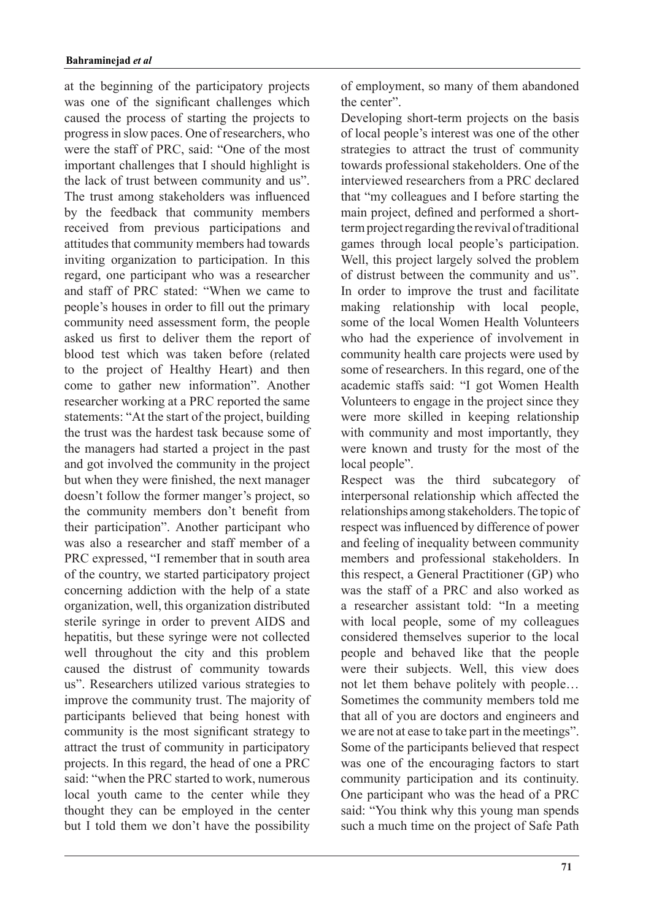at the beginning of the participatory projects was one of the significant challenges which caused the process of starting the projects to progress in slow paces. One of researchers, who were the staff of PRC, said: "One of the most important challenges that I should highlight is the lack of trust between community and us". The trust among stakeholders was influenced by the feedback that community members received from previous participations and attitudes that community members had towards inviting organization to participation. In this regard, one participant who was a researcher and staff of PRC stated: "When we came to people's houses in order to fill out the primary community need assessment form, the people asked us first to deliver them the report of blood test which was taken before (related to the project of Healthy Heart) and then come to gather new information". Another researcher working at a PRC reported the same statements: "At the start of the project, building the trust was the hardest task because some of the managers had started a project in the past and got involved the community in the project but when they were finished, the next manager doesn't follow the former manger's project, so the community members don't benefit from their participation". Another participant who was also a researcher and staff member of a PRC expressed, "I remember that in south area of the country, we started participatory project concerning addiction with the help of a state organization, well, this organization distributed sterile syringe in order to prevent AIDS and hepatitis, but these syringe were not collected well throughout the city and this problem caused the distrust of community towards us". Researchers utilized various strategies to improve the community trust. The majority of participants believed that being honest with community is the most significant strategy to attract the trust of community in participatory projects. In this regard, the head of one a PRC said: "when the PRC started to work, numerous local youth came to the center while they thought they can be employed in the center but I told them we don't have the possibility of employment, so many of them abandoned the center".

Developing short-term projects on the basis of local people's interest was one of the other strategies to attract the trust of community towards professional stakeholders. One of the interviewed researchers from a PRC declared that "my colleagues and I before starting the main project, defined and performed a short-term project regarding the revival of traditional games through local people's participation. Well, this project largely solved the problem of distrust between the community and us". In order to improve the trust and facilitate making relationship with local people, some of the local Women Health Volunteers who had the experience of involvement in community health care projects were used by some of researchers. In this regard, one of the academic staffs said: "I got Women Health Volunteers to engage in the project since they were more skilled in keeping relationship with community and most importantly, they were known and trusty for the most of the local people".

Respect was the third subcategory of interpersonal relationship which affected the relationships among stakeholders. The topic of respect was influenced by difference of power and feeling of inequality between community members and professional stakeholders. In this respect, a General Practitioner (GP) who was the staff of a PRC and also worked as a researcher assistant told: "In a meeting with local people, some of my colleagues considered themselves superior to the local people and behaved like that the people were their subjects. Well, this view does not let them behave politely with people… Sometimes the community members told me that all of you are doctors and engineers and we are not at ease to take part in the meetings". Some of the participants believed that respect was one of the encouraging factors to start community participation and its continuity. One participant who was the head of a PRC said: "You think why this young man spends such a much time on the project of Safe Path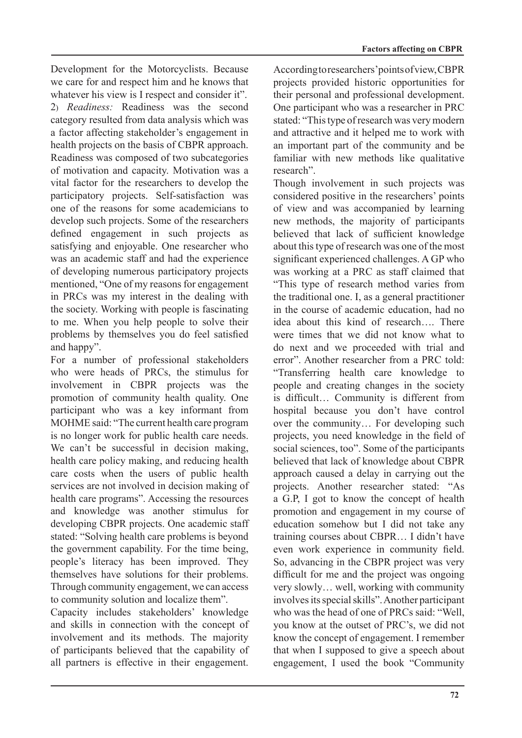Development for the Motorcyclists. Because we care for and respect him and he knows that whatever his view is I respect and consider it".

2) *Readiness:* Readiness was the second category resulted from data analysis which was a factor affecting stakeholder's engagement in health projects on the basis of CBPR approach. Readiness was composed of two subcategories of motivation and capacity. Motivation was a vital factor for the researchers to develop the participatory projects. Self-satisfaction was one of the reasons for some academicians to develop such projects. Some of the researchers defined engagement in such projects as satisfying and enjoyable. One researcher who was an academic staff and had the experience of developing numerous participatory projects mentioned, "One of my reasons for engagement in PRCs was my interest in the dealing with the society. Working with people is fascinating to me. When you help people to solve their problems by themselves you do feel satisfied and happy".

For a number of professional stakeholders who were heads of PRCs, the stimulus for involvement in CBPR projects was the promotion of community health quality. One participant who was a key informant from MOHME said: "The current health care program is no longer work for public health care needs. We can't be successful in decision making, health care policy making, and reducing health care costs when the users of public health services are not involved in decision making of health care programs". Accessing the resources and knowledge was another stimulus for developing CBPR projects. One academic staff stated: "Solving health care problems is beyond the government capability. For the time being, people's literacy has been improved. They themselves have solutions for their problems. Through community engagement, we can access to community solution and localize them".

Capacity includes stakeholders' knowledge and skills in connection with the concept of involvement and its methods. The majority of participants believed that the capability of all partners is effective in their engagement. According to researchers' points of view, CBPR projects provided historic opportunities for their personal and professional development. One participant who was a researcher in PRC stated: "This type of research was very modern and attractive and it helped me to work with an important part of the community and be familiar with new methods like qualitative research".

Though involvement in such projects was considered positive in the researchers' points of view and was accompanied by learning new methods, the majority of participants believed that lack of sufficient knowledge about this type of research was one of the most significant experienced challenges. A GP who was working at a PRC as staff claimed that "This type of research method varies from the traditional one. I, as a general practitioner in the course of academic education, had no idea about this kind of research…. There were times that we did not know what to do next and we proceeded with trial and error". Another researcher from a PRC told: "Transferring health care knowledge to people and creating changes in the society is difficult… Community is different from hospital because you don't have control over the community… For developing such projects, you need knowledge in the field of social sciences, too". Some of the participants believed that lack of knowledge about CBPR approach caused a delay in carrying out the projects. Another researcher stated: "As a G.P, I got to know the concept of health promotion and engagement in my course of education somehow but I did not take any training courses about CBPR… I didn't have even work experience in community field. So, advancing in the CBPR project was very difficult for me and the project was ongoing very slowly… well, working with community involves its special skills". Another participant who was the head of one of PRCs said: "Well, you know at the outset of PRC's, we did not know the concept of engagement. I remember that when I supposed to give a speech about engagement, I used the book "Community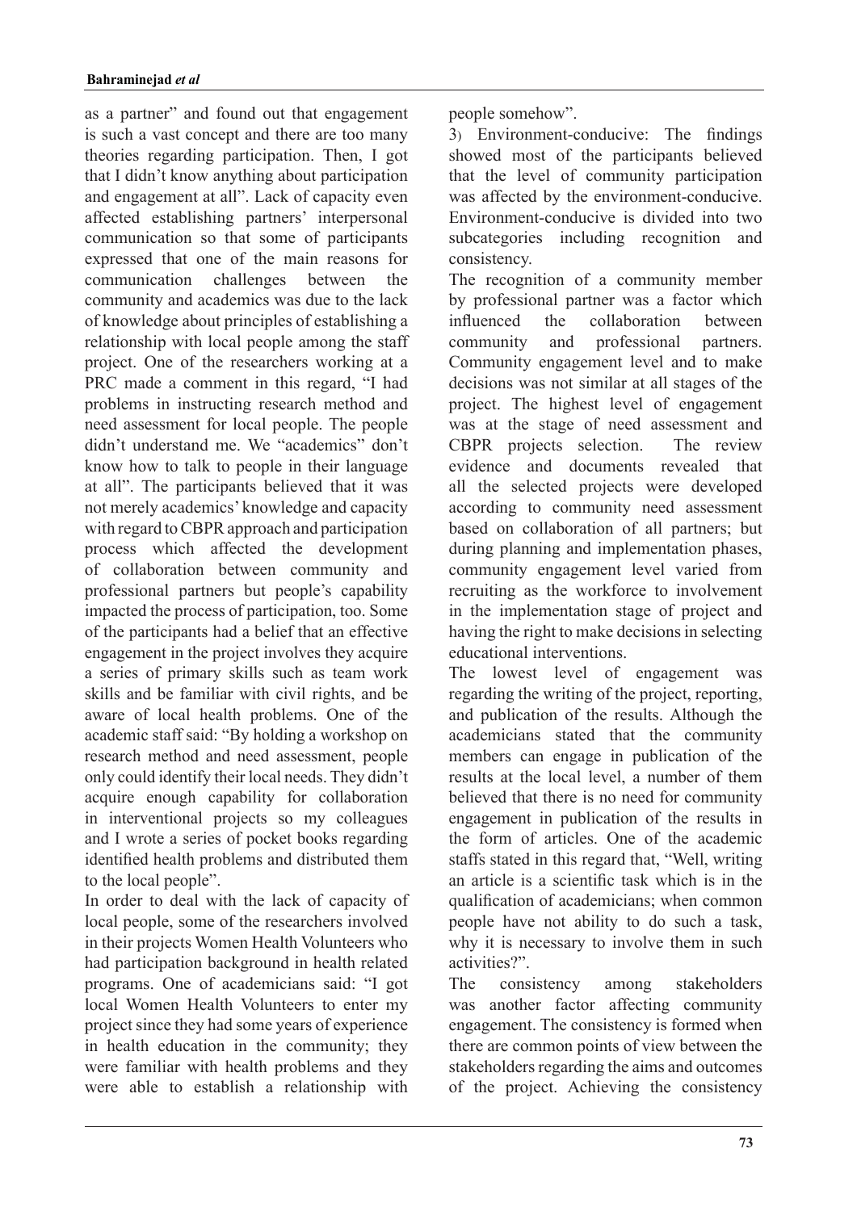as a partner" and found out that engagement is such a vast concept and there are too many theories regarding participation. Then, I got that I didn't know anything about participation and engagement at all". Lack of capacity even affected establishing partners' interpersonal communication so that some of participants expressed that one of the main reasons for communication challenges between the community and academics was due to the lack of knowledge about principles of establishing a relationship with local people among the staff project. One of the researchers working at a PRC made a comment in this regard, "I had problems in instructing research method and need assessment for local people. The people didn't understand me. We "academics" don't know how to talk to people in their language at all". The participants believed that it was not merely academics' knowledge and capacity with regard to CBPR approach and participation process which affected the development of collaboration between community and professional partners but people's capability impacted the process of participation, too. Some of the participants had a belief that an effective engagement in the project involves they acquire a series of primary skills such as team work skills and be familiar with civil rights, and be aware of local health problems. One of the academic staff said: "By holding a workshop on research method and need assessment, people only could identify their local needs. They didn't acquire enough capability for collaboration in interventional projects so my colleagues and I wrote a series of pocket books regarding identified health problems and distributed them to the local people".

In order to deal with the lack of capacity of local people, some of the researchers involved in their projects Women Health Volunteers who had participation background in health related programs. One of academicians said: "I got local Women Health Volunteers to enter my project since they had some years of experience in health education in the community; they were familiar with health problems and they were able to establish a relationship with people somehow".

3) Environment-conducive: The findings showed most of the participants believed that the level of community participation was affected by the environment-conducive. Environment-conducive is divided into two subcategories including recognition and consistency.

The recognition of a community member by professional partner was a factor which influenced the collaboration between community and professional partners. Community engagement level and to make decisions was not similar at all stages of the project. The highest level of engagement was at the stage of need assessment and CBPR projects selection. The review evidence and documents revealed that all the selected projects were developed according to community need assessment based on collaboration of all partners; but during planning and implementation phases, community engagement level varied from recruiting as the workforce to involvement in the implementation stage of project and having the right to make decisions in selecting educational interventions.

The lowest level of engagement was regarding the writing of the project, reporting, and publication of the results. Although the academicians stated that the community members can engage in publication of the results at the local level, a number of them believed that there is no need for community engagement in publication of the results in the form of articles. One of the academic staffs stated in this regard that, "Well, writing an article is a scientific task which is in the qualification of academicians; when common people have not ability to do such a task, why it is necessary to involve them in such activities?".

The consistency among stakeholders was another factor affecting community engagement. The consistency is formed when there are common points of view between the stakeholders regarding the aims and outcomes of the project. Achieving the consistency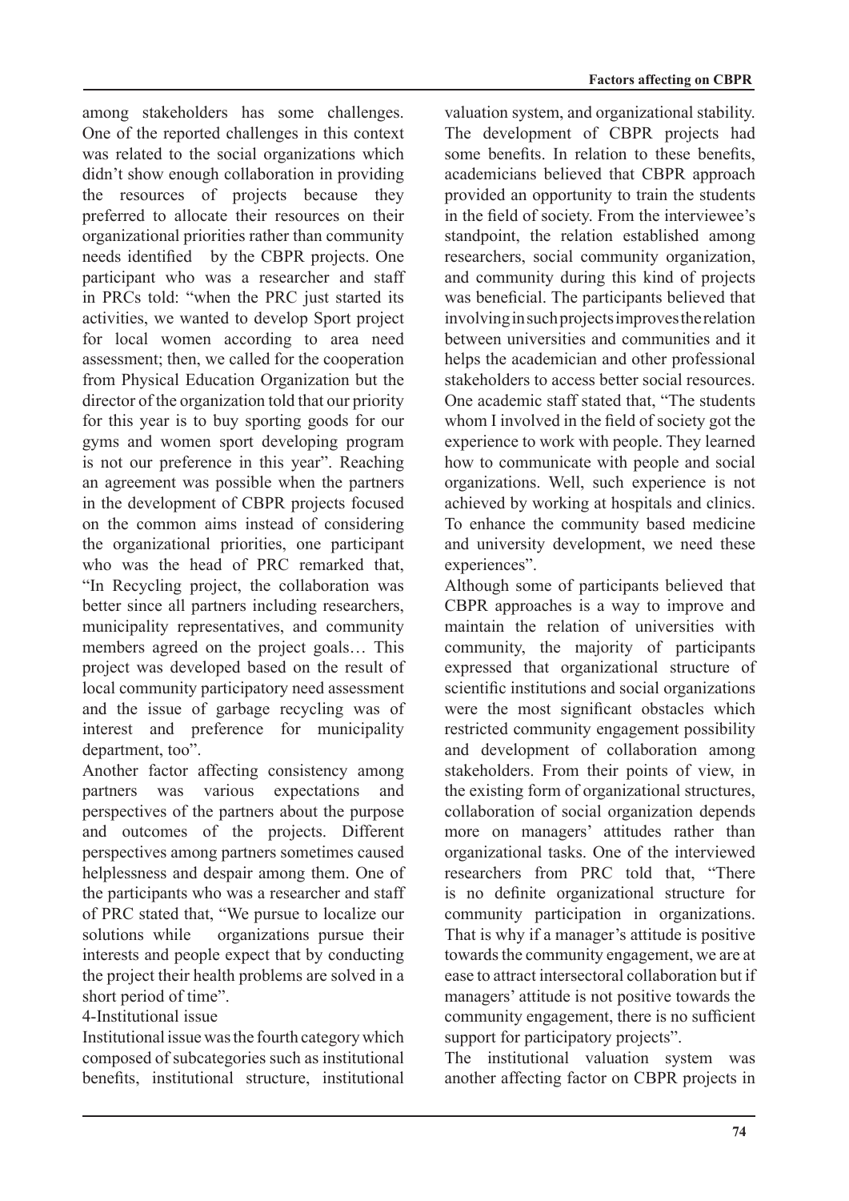among stakeholders has some challenges. One of the reported challenges in this context was related to the social organizations which didn't show enough collaboration in providing the resources of projects because they preferred to allocate their resources on their organizational priorities rather than community needs identified by the CBPR projects. One participant who was a researcher and staff in PRCs told: "when the PRC just started its activities, we wanted to develop Sport project for local women according to area need assessment; then, we called for the cooperation from Physical Education Organization but the director of the organization told that our priority for this year is to buy sporting goods for our gyms and women sport developing program is not our preference in this year". Reaching an agreement was possible when the partners in the development of CBPR projects focused on the common aims instead of considering the organizational priorities, one participant who was the head of PRC remarked that, "In Recycling project, the collaboration was better since all partners including researchers, municipality representatives, and community members agreed on the project goals… This project was developed based on the result of local community participatory need assessment and the issue of garbage recycling was of interest and preference for municipality department, too".

Another factor affecting consistency among partners was various expectations and perspectives of the partners about the purpose and outcomes of the projects. Different perspectives among partners sometimes caused helplessness and despair among them. One of the participants who was a researcher and staff of PRC stated that, "We pursue to localize our solutions while organizations pursue their interests and people expect that by conducting the project their health problems are solved in a short period of time".

4-Institutional issue

Institutional issue was the fourth category which composed of subcategories such as institutional benefits, institutional structure, institutional valuation system, and organizational stability. The development of CBPR projects had some benefits. In relation to these benefits, academicians believed that CBPR approach provided an opportunity to train the students in the field of society. From the interviewee's standpoint, the relation established among researchers, social community organization, and community during this kind of projects was beneficial. The participants believed that involving in such projects improves the relation between universities and communities and it helps the academician and other professional stakeholders to access better social resources. One academic staff stated that, "The students whom I involved in the field of society got the experience to work with people. They learned how to communicate with people and social organizations. Well, such experience is not achieved by working at hospitals and clinics. To enhance the community based medicine and university development, we need these experiences".

Although some of participants believed that CBPR approaches is a way to improve and maintain the relation of universities with community, the majority of participants expressed that organizational structure of scientific institutions and social organizations were the most significant obstacles which restricted community engagement possibility and development of collaboration among stakeholders. From their points of view, in the existing form of organizational structures, collaboration of social organization depends more on managers' attitudes rather than organizational tasks. One of the interviewed researchers from PRC told that, "There is no definite organizational structure for community participation in organizations. That is why if a manager's attitude is positive towards the community engagement, we are at ease to attract intersectoral collaboration but if managers' attitude is not positive towards the community engagement, there is no sufficient support for participatory projects".

The institutional valuation system was another affecting factor on CBPR projects in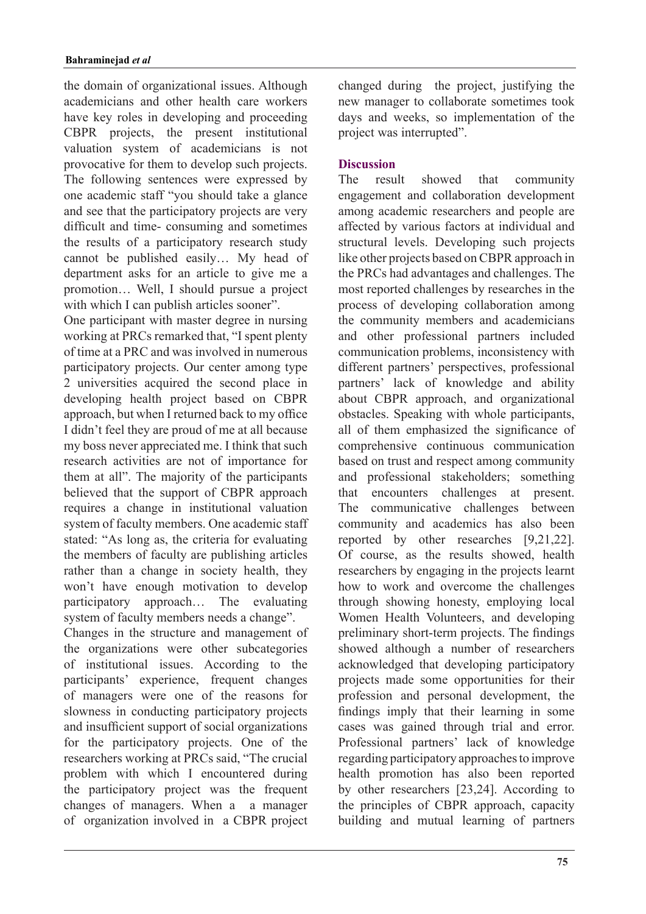the domain of organizational issues. Although academicians and other health care workers have key roles in developing and proceeding CBPR projects, the present institutional valuation system of academicians is not provocative for them to develop such projects. The following sentences were expressed by one academic staff "you should take a glance and see that the participatory projects are very difficult and time- consuming and sometimes the results of a participatory research study cannot be published easily… My head of department asks for an article to give me a promotion… Well, I should pursue a project with which I can publish articles sooner".

One participant with master degree in nursing working at PRCs remarked that, "I spent plenty of time at a PRC and was involved in numerous participatory projects. Our center among type 2 universities acquired the second place in developing health project based on CBPR approach, but when I returned back to my office I didn't feel they are proud of me at all because my boss never appreciated me. I think that such research activities are not of importance for them at all". The majority of the participants believed that the support of CBPR approach requires a change in institutional valuation system of faculty members. One academic staff stated: "As long as, the criteria for evaluating the members of faculty are publishing articles rather than a change in society health, they won't have enough motivation to develop participatory approach… The evaluating system of faculty members needs a change".

Changes in the structure and management of the organizations were other subcategories of institutional issues. According to the participants' experience, frequent changes of managers were one of the reasons for slowness in conducting participatory projects and insufficient support of social organizations for the participatory projects. One of the researchers working at PRCs said, "The crucial problem with which I encountered during the participatory project was the frequent changes of managers. When a a manager of organization involved in a CBPR project changed during the project, justifying the new manager to collaborate sometimes took days and weeks, so implementation of the project was interrupted".

## Discussion

The result showed that community engagement and collaboration development among academic researchers and people are affected by various factors at individual and structural levels. Developing such projects like other projects based on CBPR approach in the PRCs had advantages and challenges. The most reported challenges by researches in the process of developing collaboration among the community members and academicians and other professional partners included communication problems, inconsistency with different partners' perspectives, professional partners' lack of knowledge and ability about CBPR approach, and organizational obstacles. Speaking with whole participants, all of them emphasized the significance of comprehensive continuous communication based on trust and respect among community and professional stakeholders; something that encounters challenges at present. The communicative challenges between community and academics has also been reported by other researches [9,21,22]. Of course, as the results showed, health researchers by engaging in the projects learnt how to work and overcome the challenges through showing honesty, employing local Women Health Volunteers, and developing preliminary short-term projects. The findings showed although a number of researchers acknowledged that developing participatory projects made some opportunities for their profession and personal development, the findings imply that their learning in some cases was gained through trial and error. Professional partners' lack of knowledge regarding participatory approaches to improve health promotion has also been reported by other researchers [23,24]. According to the principles of CBPR approach, capacity building and mutual learning of partners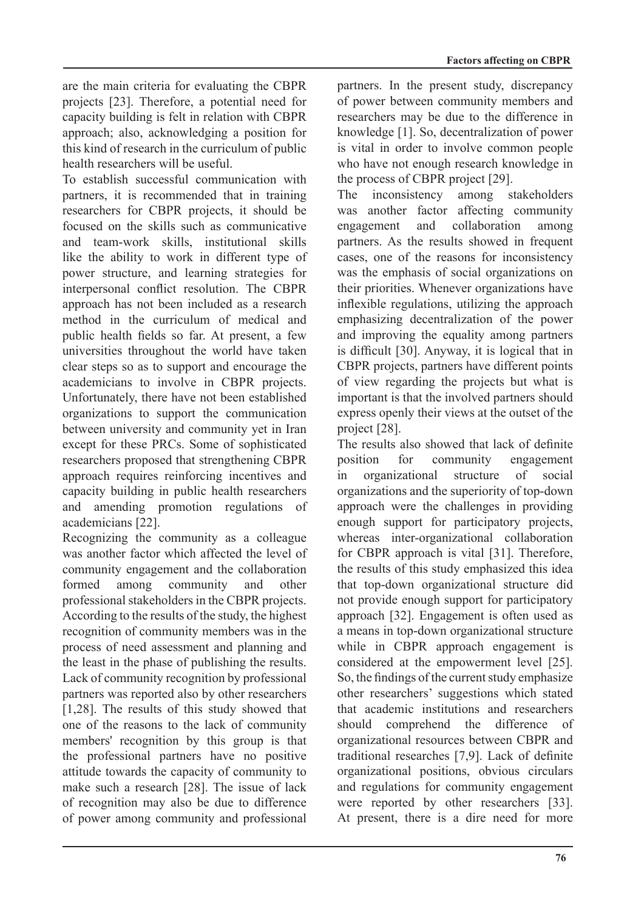are the main criteria for evaluating the CBPR projects [23]. Therefore, a potential need for capacity building is felt in relation with CBPR approach; also, acknowledging a position for this kind of research in the curriculum of public health researchers will be useful.

To establish successful communication with partners, it is recommended that in training researchers for CBPR projects, it should be focused on the skills such as communicative and team-work skills, institutional skills like the ability to work in different type of power structure, and learning strategies for interpersonal conflict resolution. The CBPR approach has not been included as a research method in the curriculum of medical and public health fields so far. At present, a few universities throughout the world have taken clear steps so as to support and encourage the academicians to involve in CBPR projects. Unfortunately, there have not been established organizations to support the communication between university and community yet in Iran except for these PRCs. Some of sophisticated researchers proposed that strengthening CBPR approach requires reinforcing incentives and capacity building in public health researchers and amending promotion regulations of academicians [22].

Recognizing the community as a colleague was another factor which affected the level of community engagement and the collaboration formed among community and other professional stakeholders in the CBPR projects. According to the results of the study, the highest recognition of community members was in the process of need assessment and planning and the least in the phase of publishing the results. Lack of community recognition by professional partners was reported also by other researchers [1,28]. The results of this study showed that one of the reasons to the lack of community members' recognition by this group is that the professional partners have no positive attitude towards the capacity of community to make such a research [28]. The issue of lack of recognition may also be due to difference of power among community and professional partners. In the present study, discrepancy of power between community members and researchers may be due to the difference in knowledge [1]. So, decentralization of power is vital in order to involve common people who have not enough research knowledge in the process of CBPR project [29].

The inconsistency among stakeholders was another factor affecting community engagement and collaboration among partners. As the results showed in frequent cases, one of the reasons for inconsistency was the emphasis of social organizations on their priorities. Whenever organizations have inflexible regulations, utilizing the approach emphasizing decentralization of the power and improving the equality among partners is difficult [30]. Anyway, it is logical that in CBPR projects, partners have different points of view regarding the projects but what is important is that the involved partners should express openly their views at the outset of the project [28].

The results also showed that lack of definite position for community engagement in organizational structure of social organizations and the superiority of top-down approach were the challenges in providing enough support for participatory projects, whereas inter-organizational collaboration for CBPR approach is vital [31]. Therefore, the results of this study emphasized this idea that top-down organizational structure did not provide enough support for participatory approach [32]. Engagement is often used as a means in top-down organizational structure while in CBPR approach engagement is considered at the empowerment level [25]. So, the findings of the current study emphasize other researchers' suggestions which stated that academic institutions and researchers should comprehend the difference of organizational resources between CBPR and traditional researches [7,9]. Lack of definite organizational positions, obvious circulars and regulations for community engagement were reported by other researchers [33]. At present, there is a dire need for more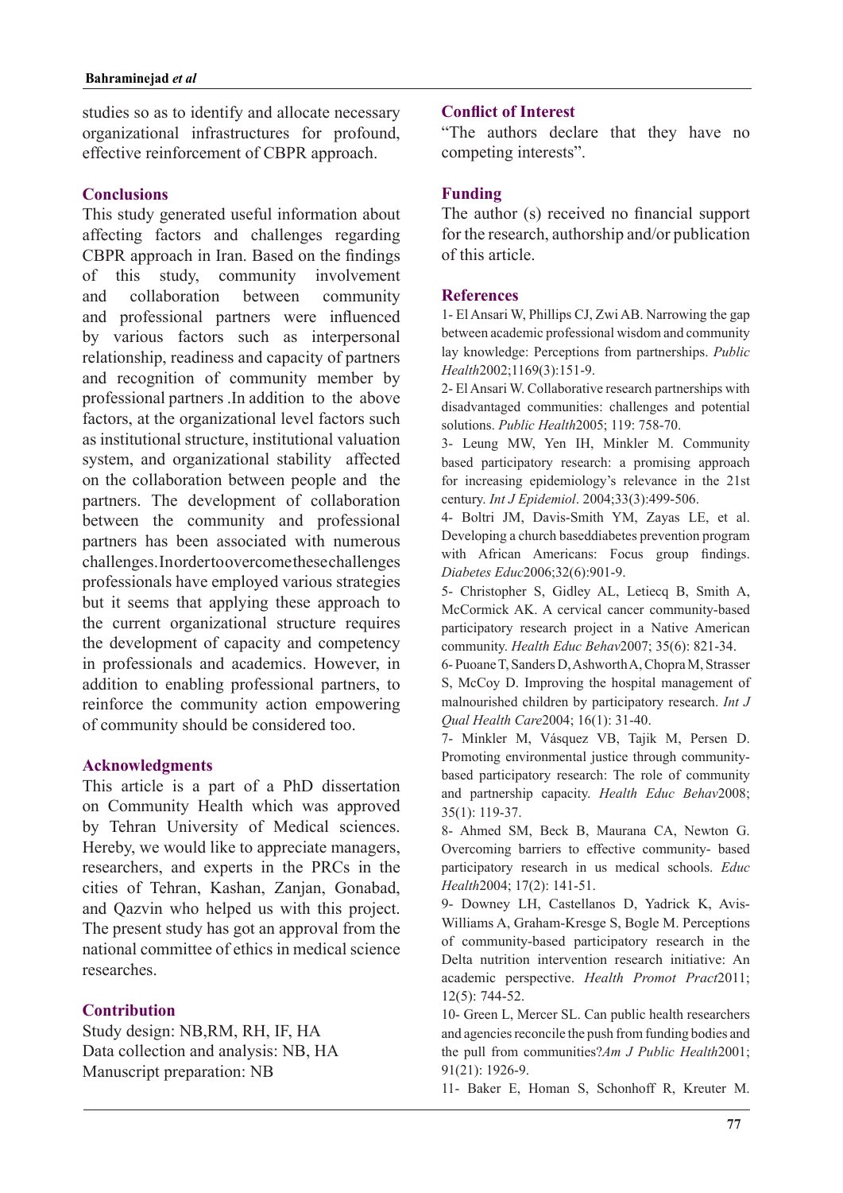studies so as to identify and allocate necessary organizational infrastructures for profound, effective reinforcement of CBPR approach.

## Conclusions

This study generated useful information about affecting factors and challenges regarding CBPR approach in Iran. Based on the findings of this study, community involvement and collaboration between community and professional partners were influenced by various factors such as interpersonal relationship, readiness and capacity of partners and recognition of community member by professional partners .In addition to the above factors, at the organizational level factors such as institutional structure, institutional valuation system, and organizational stability affected on the collaboration between people and the partners. The development of collaboration between the community and professional partners has been associated with numerous challenges.Inordertoovercomethesechallenges professionals have employed various strategies but it seems that applying these approach to the current organizational structure requires the development of capacity and competency in professionals and academics. However, in addition to enabling professional partners, to reinforce the community action empowering of community should be considered too.

## Acknowledgments

This article is a part of a PhD dissertation on Community Health which was approved by Tehran University of Medical sciences. Hereby, we would like to appreciate managers, researchers, and experts in the PRCs in the cities of Tehran, Kashan, Zanjan, Gonabad, and Qazvin who helped us with this project. The present study has got an approval from the national committee of ethics in medical science researches.

## Contribution

Study design: NB,RM, RH, IF, HA
Data collection and analysis: NB, HA
Manuscript preparation: NB

## Conflict of Interest

"The authors declare that they have no competing interests".

## Funding

The author (s) received no financial support for the research, authorship and/or publication of this article.

## References

1- El Ansari W, Phillips CJ, Zwi AB. Narrowing the gap between academic professional wisdom and community lay knowledge: Perceptions from partnerships. *Public Health*2002;1169(3):151-9.

2- El Ansari W. Collaborative research partnerships with disadvantaged communities: challenges and potential solutions. *Public Health*2005; 119: 758-70.

3- Leung MW, Yen IH, Minkler M. Community based participatory research: a promising approach for increasing epidemiology's relevance in the 21st century. *Int J Epidemiol*. 2004;33(3):499-506.

4- Boltri JM, Davis-Smith YM, Zayas LE, et al. Developing a church baseddiabetes prevention program with African Americans: Focus group findings. *Diabetes Educ*2006;32(6):901-9.

5- Christopher S, Gidley AL, Letiecq B, Smith A, McCormick AK. A cervical cancer community-based participatory research project in a Native American community. *Health Educ Behav*2007; 35(6): 821-34.

6- Puoane T, Sanders D, Ashworth A, Chopra M, Strasser S, McCoy D. Improving the hospital management of malnourished children by participatory research. *Int J Qual Health Care*2004; 16(1): 31-40.

7- Minkler M, Vásquez VB, Tajik M, Persen D. Promoting environmental justice through community-based participatory research: The role of community and partnership capacity. *Health Educ Behav*2008; 35(1): 119-37.

8- Ahmed SM, Beck B, Maurana CA, Newton G. Overcoming barriers to effective community- based participatory research in us medical schools. *Educ Health*2004; 17(2): 141-51.

9- Downey LH, Castellanos D, Yadrick K, Avis-Williams A, Graham-Kresge S, Bogle M. Perceptions of community-based participatory research in the Delta nutrition intervention research initiative: An academic perspective. *Health Promot Pract*2011; 12(5): 744-52.

10- Green L, Mercer SL. Can public health researchers and agencies reconcile the push from funding bodies and the pull from communities?*Am J Public Health*2001; 91(21): 1926-9.

11- Baker E, Homan S, Schonhoff R, Kreuter M.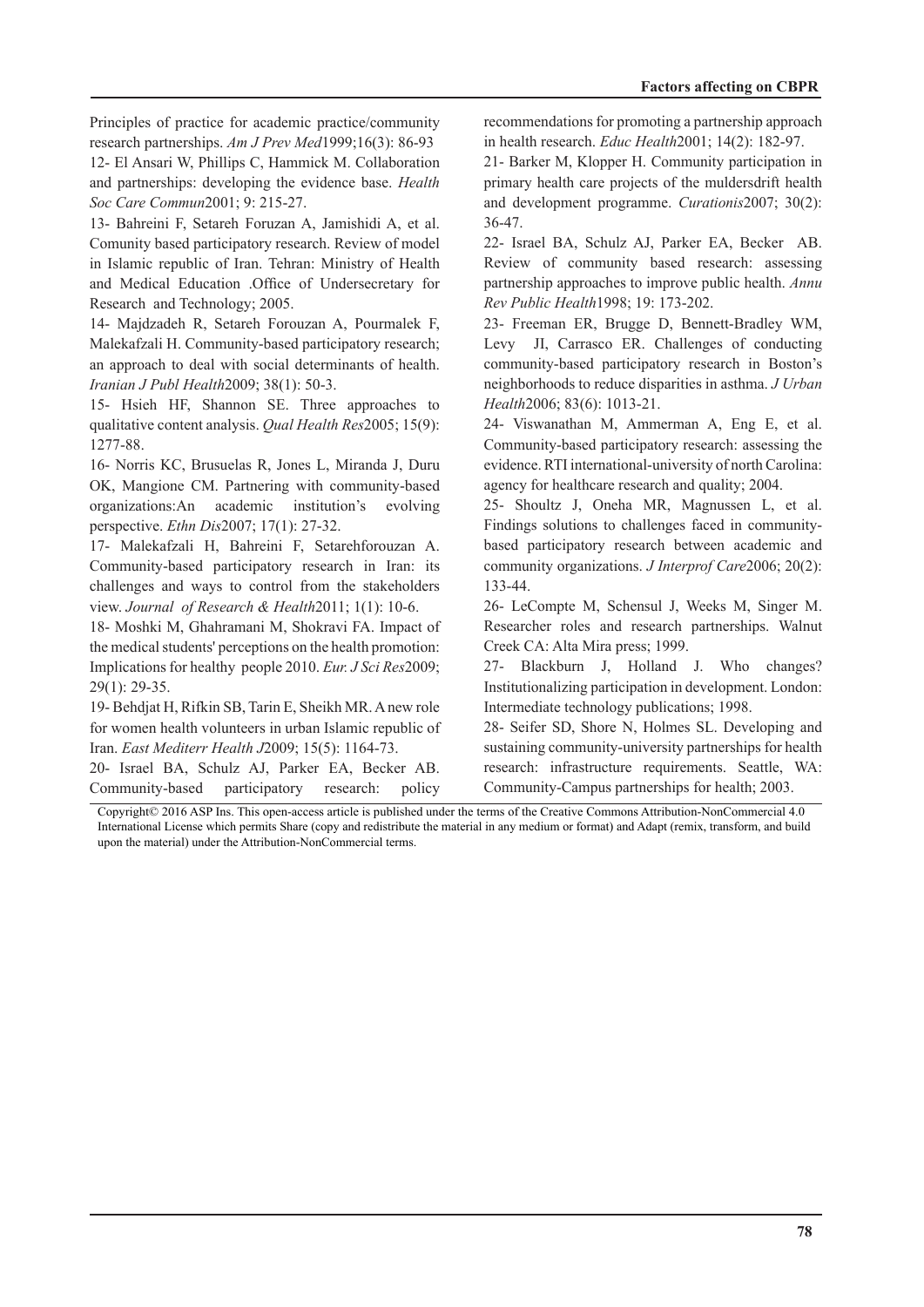Principles of practice for academic practice/community research partnerships. *Am J Prev Med*1999;16(3): 86-93

12- El Ansari W, Phillips C, Hammick M. Collaboration and partnerships: developing the evidence base. *Health Soc Care Commun*2001; 9: 215-27.

13- Bahreini F, Setareh Foruzan A, Jamishidi A, et al. Comunity based participatory research. Review of model in Islamic republic of Iran. Tehran: Ministry of Health and Medical Education .Office of Undersecretary for Research and Technology; 2005.

14- Majdzadeh R, Setareh Forouzan A, Pourmalek F, Malekafzali H. Community-based participatory research; an approach to deal with social determinants of health. *Iranian J Publ Health*2009; 38(1): 50-3.

15- Hsieh HF, Shannon SE. Three approaches to qualitative content analysis. *Qual Health Res*2005; 15(9): 1277-88.

16- Norris KC, Brusuelas R, Jones L, Miranda J, Duru OK, Mangione CM. Partnering with community-based organizations:An academic institution's evolving perspective. *Ethn Dis*2007; 17(1): 27-32.

17- Malekafzali H, Bahreini F, Setarehforouzan A. Community-based participatory research in Iran: its challenges and ways to control from the stakeholders view. *Journal of Research & Health*2011; 1(1): 10-6.

18- Moshki M, Ghahramani M, Shokravi FA. Impact of the medical students' perceptions on the health promotion: Implications for healthy people 2010. *Eur. J Sci Res*2009; 29(1): 29-35.

19- Behdjat H, Rifkin SB, Tarin E, Sheikh MR. A new role for women health volunteers in urban Islamic republic of Iran. *East Mediterr Health J*2009; 15(5): 1164-73.

20- Israel BA, Schulz AJ, Parker EA, Becker AB. Community-based participatory research: policy recommendations for promoting a partnership approach in health research. *Educ Health*2001; 14(2): 182-97.

21- Barker M, Klopper H. Community participation in primary health care projects of the muldersdrift health and development programme. *Curationis*2007; 30(2): 36-47.

22- Israel BA, Schulz AJ, Parker EA, Becker AB. Review of community based research: assessing partnership approaches to improve public health. *Annu Rev Public Health*1998; 19: 173-202.

23- Freeman ER, Brugge D, Bennett-Bradley WM, Levy JI, Carrasco ER. Challenges of conducting community-based participatory research in Boston's neighborhoods to reduce disparities in asthma. *J Urban Health*2006; 83(6): 1013-21.

24- Viswanathan M, Ammerman A, Eng E, et al. Community-based participatory research: assessing the evidence. RTI international-university of north Carolina: agency for healthcare research and quality; 2004.

25- Shoultz J, Oneha MR, Magnussen L, et al. Findings solutions to challenges faced in community-based participatory research between academic and community organizations. *J Interprof Care*2006; 20(2): 133-44.

26- LeCompte M, Schensul J, Weeks M, Singer M. Researcher roles and research partnerships. Walnut Creek CA: Alta Mira press; 1999.

27- Blackburn J, Holland J. Who changes? Institutionalizing participation in development. London: Intermediate technology publications; 1998.

28- Seifer SD, Shore N, Holmes SL. Developing and sustaining community-university partnerships for health research: infrastructure requirements. Seattle, WA: Community-Campus partnerships for health; 2003.

Copyright© 2016 ASP Ins. This open-access article is published under the terms of the Creative Commons Attribution-NonCommercial 4.0 International License which permits Share (copy and redistribute the material in any medium or format) and Adapt (remix, transform, and build upon the material) under the Attribution-NonCommercial terms.